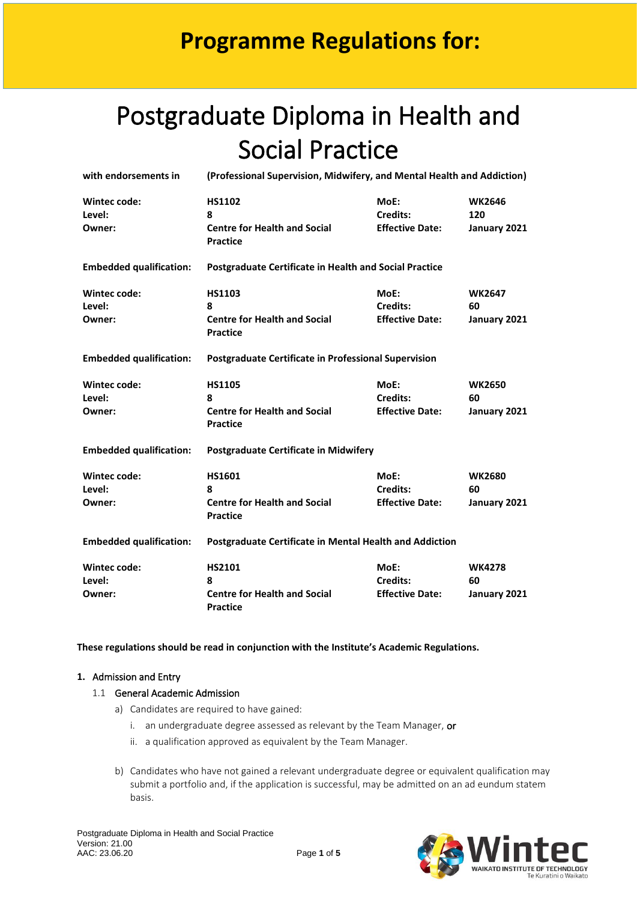# Programme Regulations for:

# Postgraduate Diploma in Health and Social Practice

**with endorsements in** **(Professional Supervision, Midwifery, and Mental Health and Addiction)**

| | | | |
|---|---|---|---|
| **Wintec code:** | **HS1102** | **MoE:** | **WK2646** |
| **Level:** | **8** | **Credits:** | **120** |
| **Owner:** | **Centre for Health and Social Practice** | **Effective Date:** | **January 2021** |

**Embedded qualification:** **Postgraduate Certificate in Health and Social Practice**

| | | | |
|---|---|---|---|
| **Wintec code:** | **HS1103** | **MoE:** | **WK2647** |
| **Level:** | **8** | **Credits:** | **60** |
| **Owner:** | **Centre for Health and Social Practice** | **Effective Date:** | **January 2021** |

**Embedded qualification:** **Postgraduate Certificate in Professional Supervision**

| | | | |
|---|---|---|---|
| **Wintec code:** | **HS1105** | **MoE:** | **WK2650** |
| **Level:** | **8** | **Credits:** | **60** |
| **Owner:** | **Centre for Health and Social Practice** | **Effective Date:** | **January 2021** |

**Embedded qualification:** **Postgraduate Certificate in Midwifery**

| | | | |
|---|---|---|---|
| **Wintec code:** | **HS1601** | **MoE:** | **WK2680** |
| **Level:** | **8** | **Credits:** | **60** |
| **Owner:** | **Centre for Health and Social Practice** | **Effective Date:** | **January 2021** |

**Embedded qualification:** **Postgraduate Certificate in Mental Health and Addiction**

| | | | |
|---|---|---|---|
| **Wintec code:** | **HS2101** | **MoE:** | **WK4278** |
| **Level:** | **8** | **Credits:** | **60** |
| **Owner:** | **Centre for Health and Social Practice** | **Effective Date:** | **January 2021** |

**These regulations should be read in conjunction with the Institute's Academic Regulations.**

## 1. Admission and Entry

### 1.1 General Academic Admission

a) Candidates are required to have gained:

   i. an undergraduate degree assessed as relevant by the Team Manager, or

   ii. a qualification approved as equivalent by the Team Manager.

b) Candidates who have not gained a relevant undergraduate degree or equivalent qualification may submit a portfolio and, if the application is successful, may be admitted on an ad eundum statem basis.

Postgraduate Diploma in Health and Social Practice
Version: 21.00
AAC: 23.06.20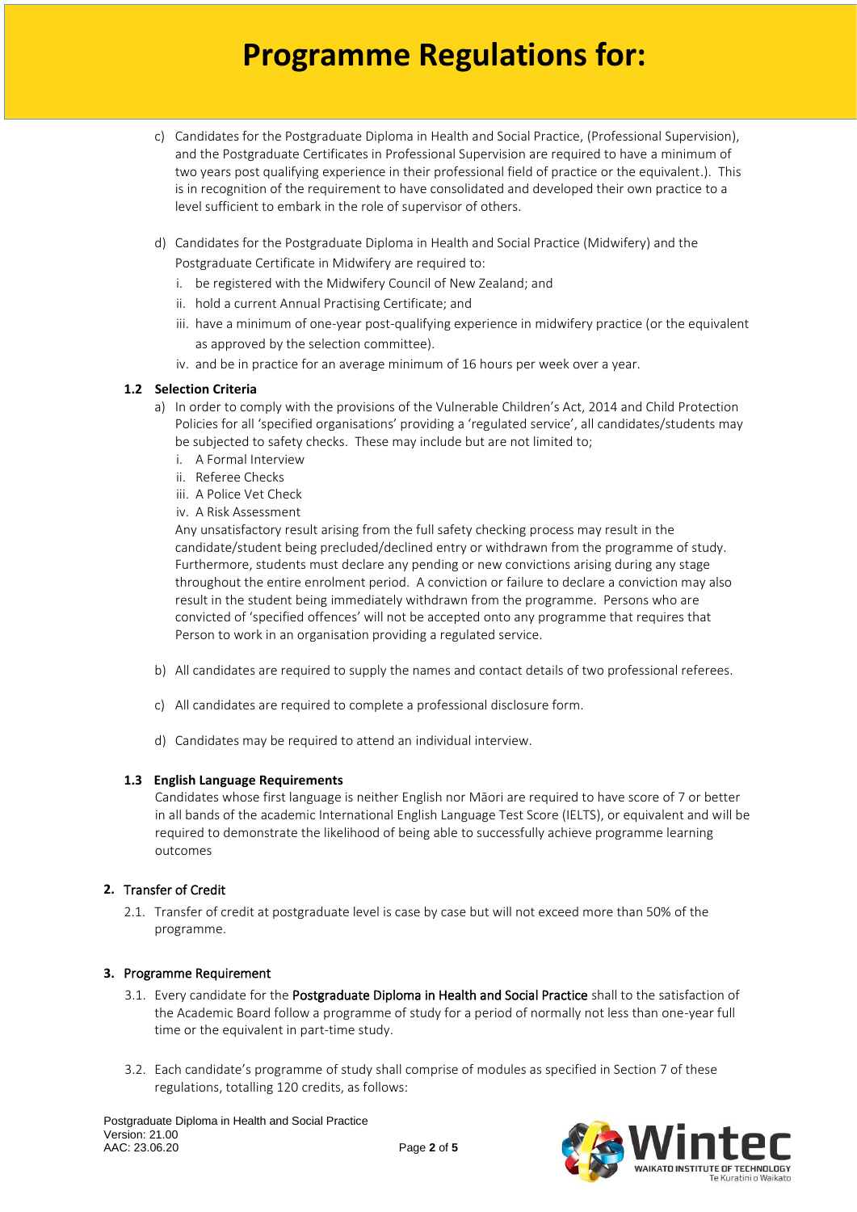c) Candidates for the Postgraduate Diploma in Health and Social Practice, (Professional Supervision), and the Postgraduate Certificates in Professional Supervision are required to have a minimum of two years post qualifying experience in their professional field of practice or the equivalent.). This is in recognition of the requirement to have consolidated and developed their own practice to a level sufficient to embark in the role of supervisor of others.

d) Candidates for the Postgraduate Diploma in Health and Social Practice (Midwifery) and the Postgraduate Certificate in Midwifery are required to:

   i. be registered with the Midwifery Council of New Zealand; and
   ii. hold a current Annual Practising Certificate; and
   iii. have a minimum of one-year post-qualifying experience in midwifery practice (or the equivalent as approved by the selection committee).
   iv. and be in practice for an average minimum of 16 hours per week over a year.

### 1.2 Selection Criteria

a) In order to comply with the provisions of the Vulnerable Children's Act, 2014 and Child Protection Policies for all 'specified organisations' providing a 'regulated service', all candidates/students may be subjected to safety checks. These may include but are not limited to;

   i. A Formal Interview
   ii. Referee Checks
   iii. A Police Vet Check
   iv. A Risk Assessment

   Any unsatisfactory result arising from the full safety checking process may result in the candidate/student being precluded/declined entry or withdrawn from the programme of study. Furthermore, students must declare any pending or new convictions arising during any stage throughout the entire enrolment period. A conviction or failure to declare a conviction may also result in the student being immediately withdrawn from the programme. Persons who are convicted of 'specified offences' will not be accepted onto any programme that requires that Person to work in an organisation providing a regulated service.

b) All candidates are required to supply the names and contact details of two professional referees.

c) All candidates are required to complete a professional disclosure form.

d) Candidates may be required to attend an individual interview.

### 1.3 English Language Requirements

Candidates whose first language is neither English nor Māori are required to have score of 7 or better in all bands of the academic International English Language Test Score (IELTS), or equivalent and will be required to demonstrate the likelihood of being able to successfully achieve programme learning outcomes

## 2. Transfer of Credit

2.1. Transfer of credit at postgraduate level is case by case but will not exceed more than 50% of the programme.

## 3. Programme Requirement

3.1. Every candidate for the **Postgraduate Diploma in Health and Social Practice** shall to the satisfaction of the Academic Board follow a programme of study for a period of normally not less than one-year full time or the equivalent in part-time study.

3.2. Each candidate's programme of study shall comprise of modules as specified in Section 7 of these regulations, totalling 120 credits, as follows: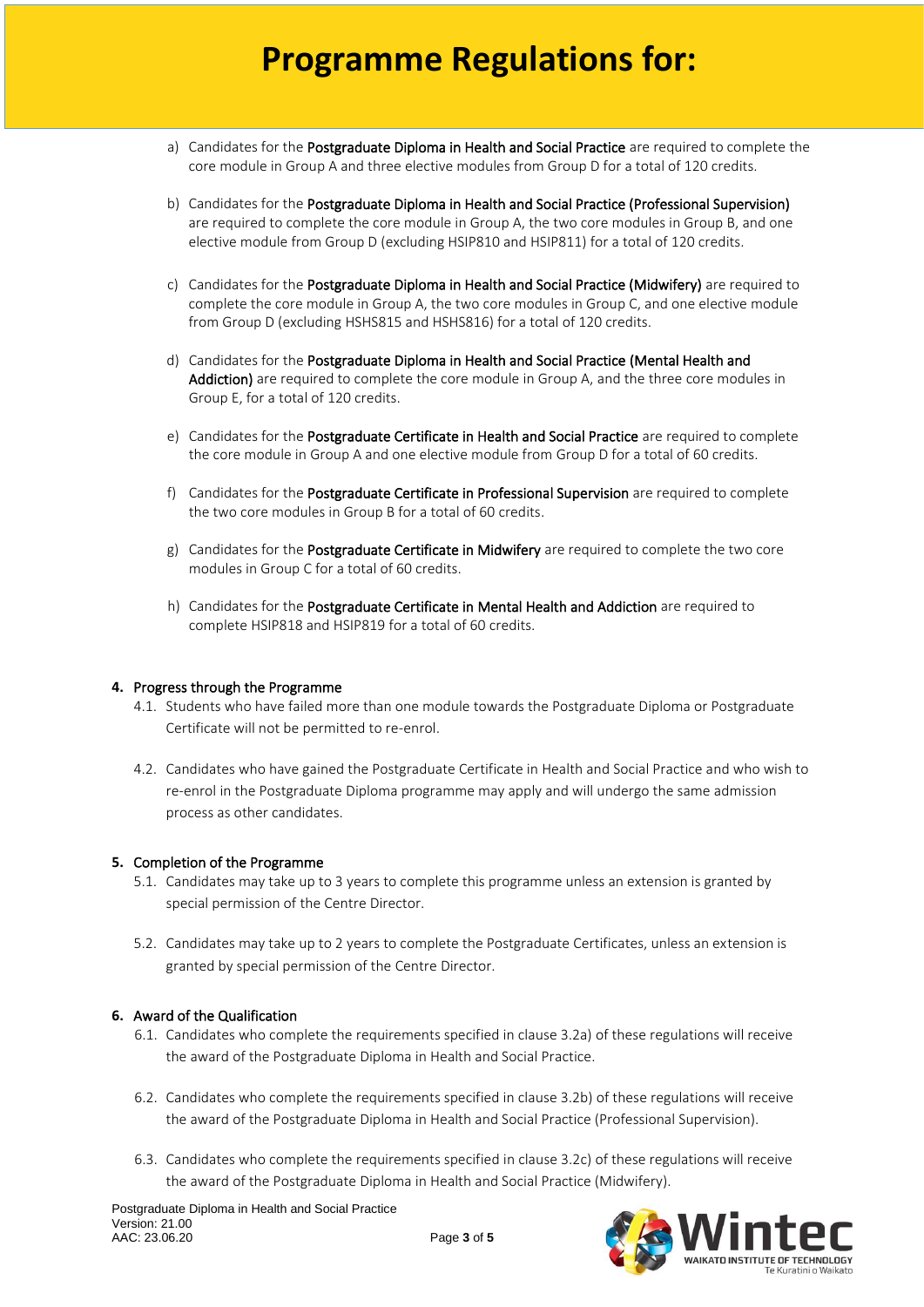a) Candidates for the **Postgraduate Diploma in Health and Social Practice** are required to complete the core module in Group A and three elective modules from Group D for a total of 120 credits.

b) Candidates for the **Postgraduate Diploma in Health and Social Practice (Professional Supervision)** are required to complete the core module in Group A, the two core modules in Group B, and one elective module from Group D (excluding HSIP810 and HSIP811) for a total of 120 credits.

c) Candidates for the **Postgraduate Diploma in Health and Social Practice (Midwifery)** are required to complete the core module in Group A, the two core modules in Group C, and one elective module from Group D (excluding HSHS815 and HSHS816) for a total of 120 credits.

d) Candidates for the **Postgraduate Diploma in Health and Social Practice (Mental Health and Addiction)** are required to complete the core module in Group A, and the three core modules in Group E, for a total of 120 credits.

e) Candidates for the **Postgraduate Certificate in Health and Social Practice** are required to complete the core module in Group A and one elective module from Group D for a total of 60 credits.

f) Candidates for the **Postgraduate Certificate in Professional Supervision** are required to complete the two core modules in Group B for a total of 60 credits.

g) Candidates for the **Postgraduate Certificate in Midwifery** are required to complete the two core modules in Group C for a total of 60 credits.

h) Candidates for the **Postgraduate Certificate in Mental Health and Addiction** are required to complete HSIP818 and HSIP819 for a total of 60 credits.

## 4. Progress through the Programme

4.1. Students who have failed more than one module towards the Postgraduate Diploma or Postgraduate Certificate will not be permitted to re-enrol.

4.2. Candidates who have gained the Postgraduate Certificate in Health and Social Practice and who wish to re-enrol in the Postgraduate Diploma programme may apply and will undergo the same admission process as other candidates.

## 5. Completion of the Programme

5.1. Candidates may take up to 3 years to complete this programme unless an extension is granted by special permission of the Centre Director.

5.2. Candidates may take up to 2 years to complete the Postgraduate Certificates, unless an extension is granted by special permission of the Centre Director.

## 6. Award of the Qualification

6.1. Candidates who complete the requirements specified in clause 3.2a) of these regulations will receive the award of the Postgraduate Diploma in Health and Social Practice.

6.2. Candidates who complete the requirements specified in clause 3.2b) of these regulations will receive the award of the Postgraduate Diploma in Health and Social Practice (Professional Supervision).

6.3. Candidates who complete the requirements specified in clause 3.2c) of these regulations will receive the award of the Postgraduate Diploma in Health and Social Practice (Midwifery).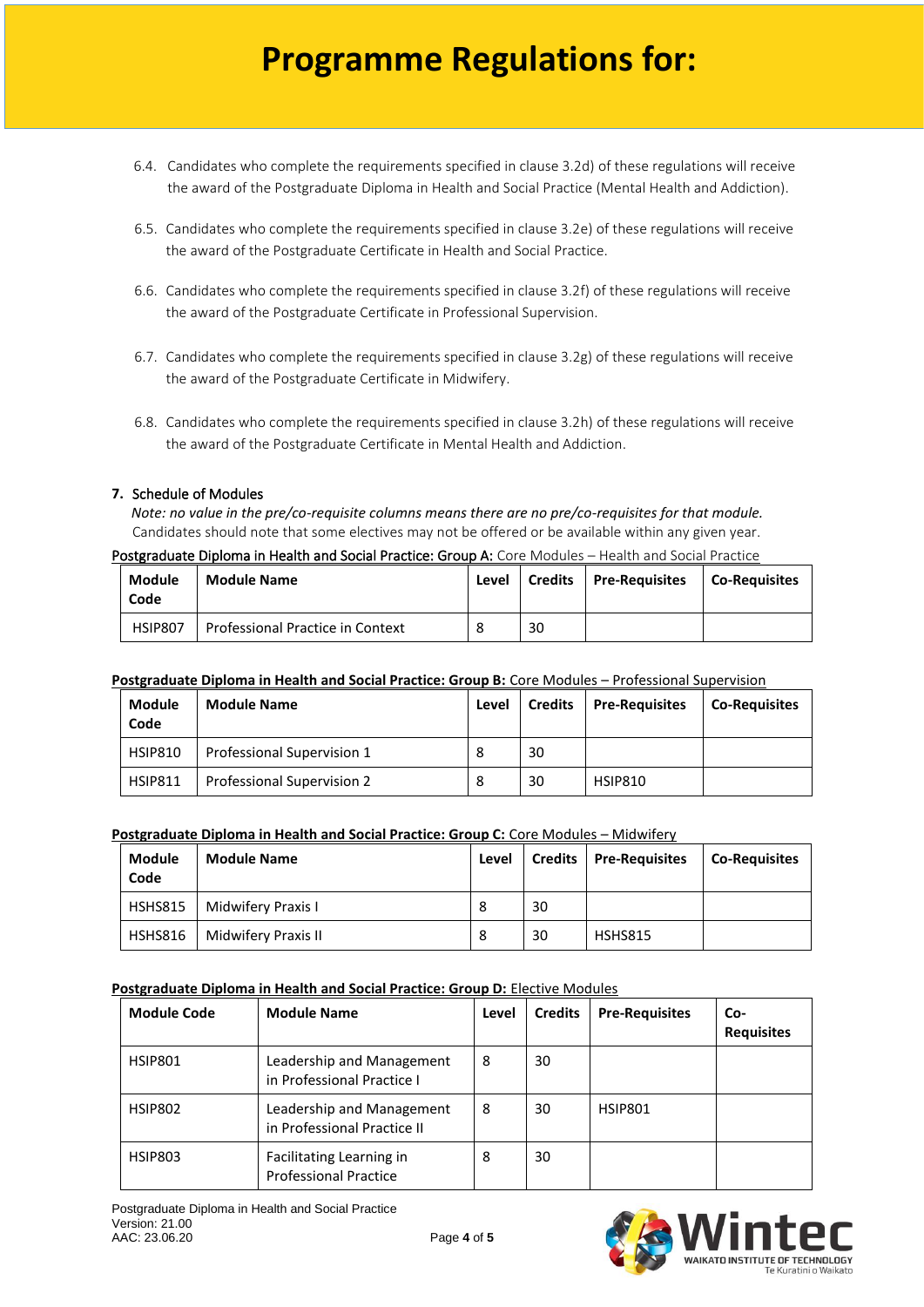6.4. Candidates who complete the requirements specified in clause 3.2d) of these regulations will receive the award of the Postgraduate Diploma in Health and Social Practice (Mental Health and Addiction).

6.5. Candidates who complete the requirements specified in clause 3.2e) of these regulations will receive the award of the Postgraduate Certificate in Health and Social Practice.

6.6. Candidates who complete the requirements specified in clause 3.2f) of these regulations will receive the award of the Postgraduate Certificate in Professional Supervision.

6.7. Candidates who complete the requirements specified in clause 3.2g) of these regulations will receive the award of the Postgraduate Certificate in Midwifery.

6.8. Candidates who complete the requirements specified in clause 3.2h) of these regulations will receive the award of the Postgraduate Certificate in Mental Health and Addiction.

## 7. Schedule of Modules

*Note: no value in the pre/co-requisite columns means there are no pre/co-requisites for that module.*
Candidates should note that some electives may not be offered or be available within any given year.

Postgraduate Diploma in Health and Social Practice: Group A: Core Modules – Health and Social Practice

| Module Code | Module Name | Level | Credits | Pre-Requisites | Co-Requisites |
|---|---|---|---|---|---|
| HSIP807 | Professional Practice in Context | 8 | 30 | | |

**Postgraduate Diploma in Health and Social Practice: Group B:** Core Modules – Professional Supervision

| Module Code | Module Name | Level | Credits | Pre-Requisites | Co-Requisites |
|---|---|---|---|---|---|
| HSIP810 | Professional Supervision 1 | 8 | 30 | | |
| HSIP811 | Professional Supervision 2 | 8 | 30 | HSIP810 | |

**Postgraduate Diploma in Health and Social Practice: Group C:** Core Modules – Midwifery

| Module Code | Module Name | Level | Credits | Pre-Requisites | Co-Requisites |
|---|---|---|---|---|---|
| HSHS815 | Midwifery Praxis I | 8 | 30 | | |
| HSHS816 | Midwifery Praxis II | 8 | 30 | HSHS815 | |

**Postgraduate Diploma in Health and Social Practice: Group D:** Elective Modules

| Module Code | Module Name | Level | Credits | Pre-Requisites | Co-Requisites |
|---|---|---|---|---|---|
| HSIP801 | Leadership and Management in Professional Practice I | 8 | 30 | | |
| HSIP802 | Leadership and Management in Professional Practice II | 8 | 30 | HSIP801 | |
| HSIP803 | Facilitating Learning in Professional Practice | 8 | 30 | | |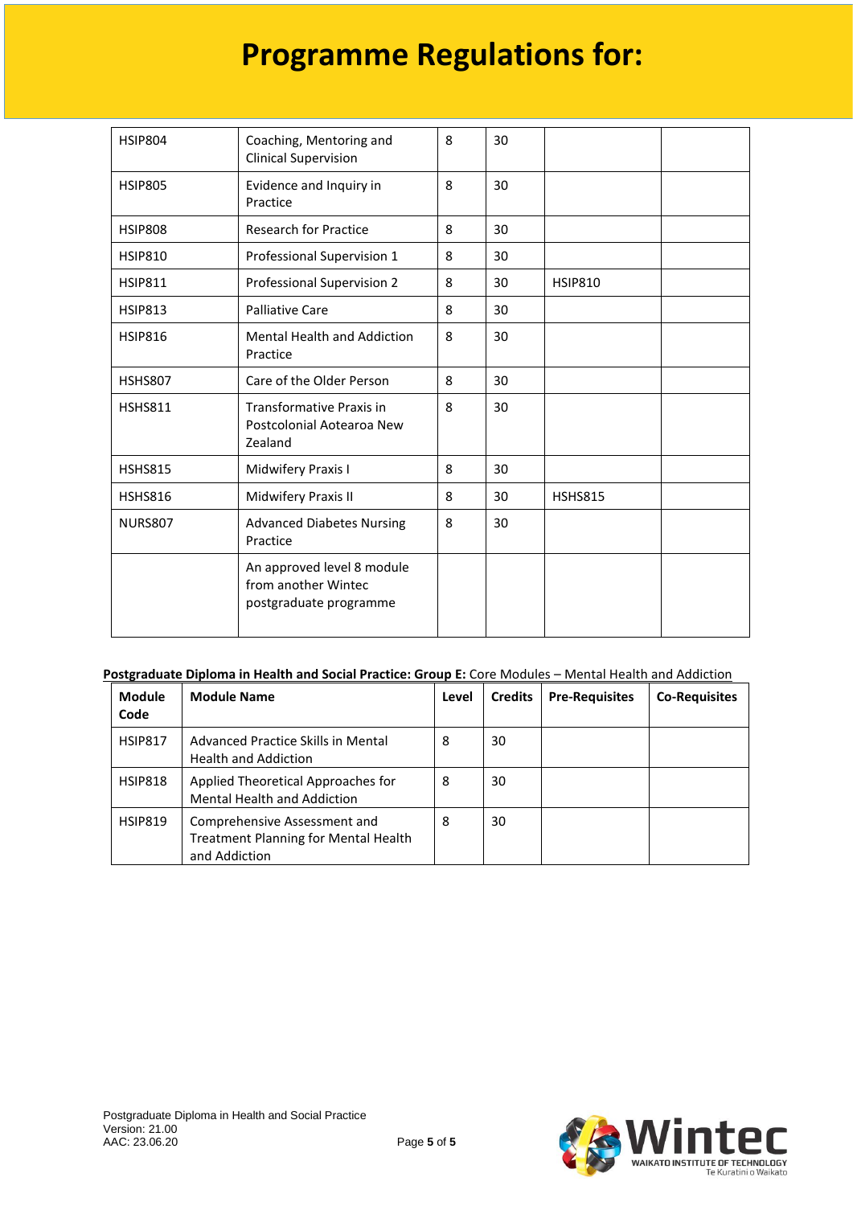# Programme Regulations for:

| | | | | | |
|---|---|---|---|---|---|
| HSIP804 | Coaching, Mentoring and Clinical Supervision | 8 | 30 | | |
| HSIP805 | Evidence and Inquiry in Practice | 8 | 30 | | |
| HSIP808 | Research for Practice | 8 | 30 | | |
| HSIP810 | Professional Supervision 1 | 8 | 30 | | |
| HSIP811 | Professional Supervision 2 | 8 | 30 | HSIP810 | |
| HSIP813 | Palliative Care | 8 | 30 | | |
| HSIP816 | Mental Health and Addiction Practice | 8 | 30 | | |
| HSHS807 | Care of the Older Person | 8 | 30 | | |
| HSHS811 | Transformative Praxis in Postcolonial Aotearoa New Zealand | 8 | 30 | | |
| HSHS815 | Midwifery Praxis I | 8 | 30 | | |
| HSHS816 | Midwifery Praxis II | 8 | 30 | HSHS815 | |
| NURS807 | Advanced Diabetes Nursing Practice | 8 | 30 | | |
| | An approved level 8 module from another Wintec postgraduate programme | | | | |

**Postgraduate Diploma in Health and Social Practice: Group E:** Core Modules – Mental Health and Addiction

| Module Code | Module Name | Level | Credits | Pre-Requisites | Co-Requisites |
|---|---|---|---|---|---|
| HSIP817 | Advanced Practice Skills in Mental Health and Addiction | 8 | 30 | | |
| HSIP818 | Applied Theoretical Approaches for Mental Health and Addiction | 8 | 30 | | |
| HSIP819 | Comprehensive Assessment and Treatment Planning for Mental Health and Addiction | 8 | 30 | | |